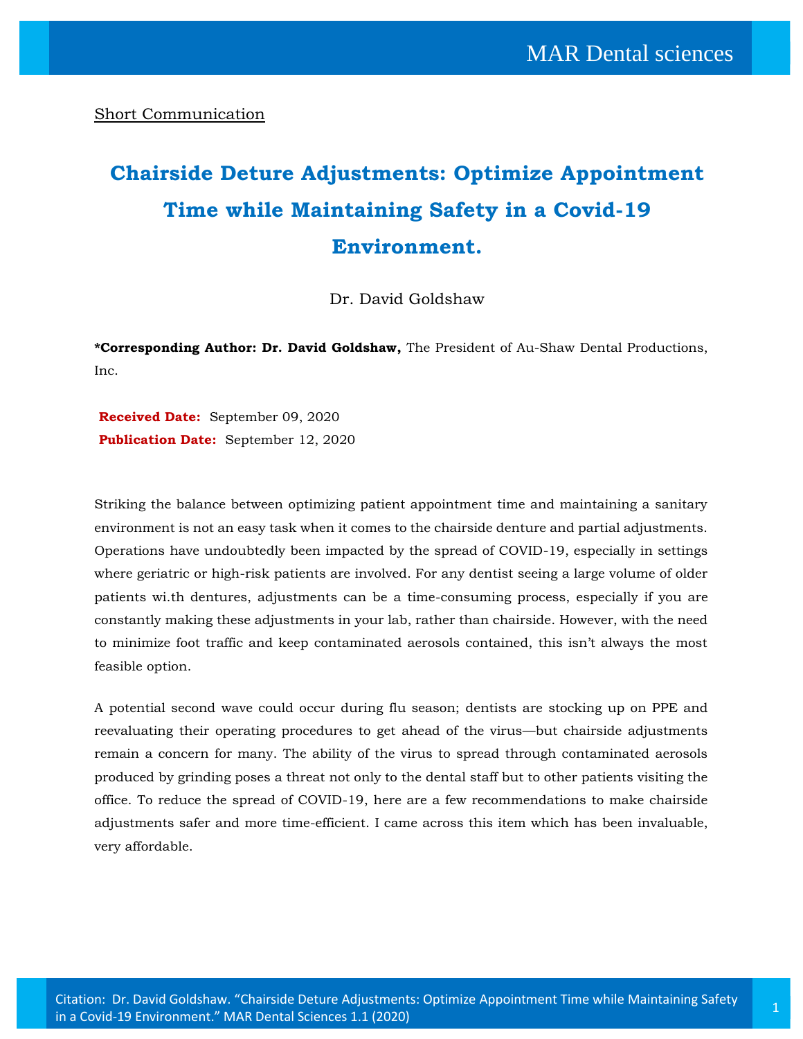Short Communication

# Chairside Deture Adjustments: Optimize Appointment Time while Maintaining Safety in a Covid-19 Environment.

Dr. David Goldshaw

***Corresponding Author: Dr. David Goldshaw,** The President of Au-Shaw Dental Productions, Inc.

**Received Date:** September 09, 2020
**Publication Date:** September 12, 2020

Striking the balance between optimizing patient appointment time and maintaining a sanitary environment is not an easy task when it comes to the chairside denture and partial adjustments. Operations have undoubtedly been impacted by the spread of COVID-19, especially in settings where geriatric or high-risk patients are involved. For any dentist seeing a large volume of older patients wi.th dentures, adjustments can be a time-consuming process, especially if you are constantly making these adjustments in your lab, rather than chairside. However, with the need to minimize foot traffic and keep contaminated aerosols contained, this isn't always the most feasible option.

A potential second wave could occur during flu season; dentists are stocking up on PPE and reevaluating their operating procedures to get ahead of the virus—but chairside adjustments remain a concern for many. The ability of the virus to spread through contaminated aerosols produced by grinding poses a threat not only to the dental staff but to other patients visiting the office. To reduce the spread of COVID-19, here are a few recommendations to make chairside adjustments safer and more time-efficient. I came across this item which has been invaluable, very affordable.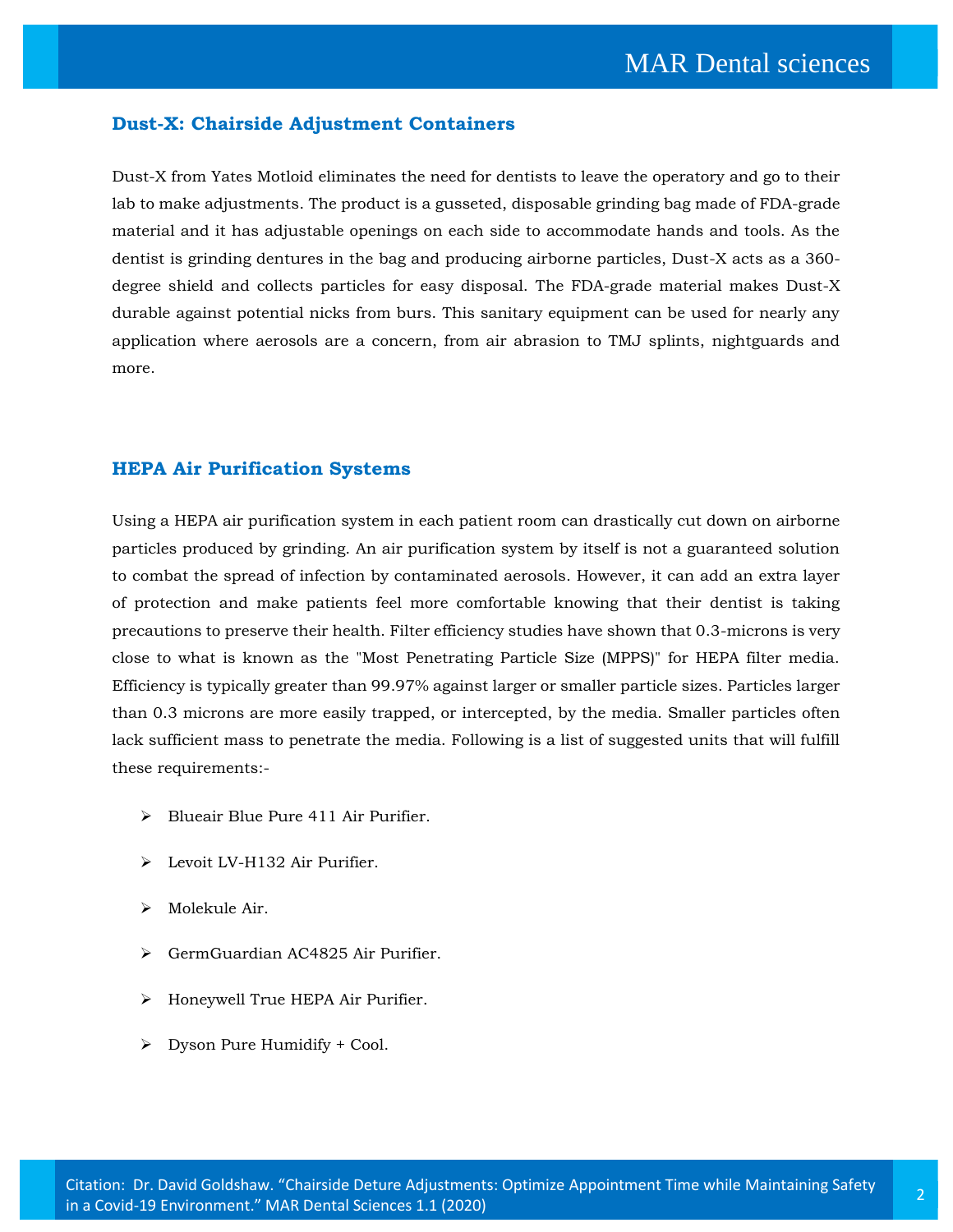## Dust-X: Chairside Adjustment Containers

Dust-X from Yates Motloid eliminates the need for dentists to leave the operatory and go to their lab to make adjustments. The product is a gusseted, disposable grinding bag made of FDA-grade material and it has adjustable openings on each side to accommodate hands and tools. As the dentist is grinding dentures in the bag and producing airborne particles, Dust-X acts as a 360-degree shield and collects particles for easy disposal. The FDA-grade material makes Dust-X durable against potential nicks from burs. This sanitary equipment can be used for nearly any application where aerosols are a concern, from air abrasion to TMJ splints, nightguards and more.

## HEPA Air Purification Systems

Using a HEPA air purification system in each patient room can drastically cut down on airborne particles produced by grinding. An air purification system by itself is not a guaranteed solution to combat the spread of infection by contaminated aerosols. However, it can add an extra layer of protection and make patients feel more comfortable knowing that their dentist is taking precautions to preserve their health. Filter efficiency studies have shown that 0.3-microns is very close to what is known as the "Most Penetrating Particle Size (MPPS)" for HEPA filter media. Efficiency is typically greater than 99.97% against larger or smaller particle sizes. Particles larger than 0.3 microns are more easily trapped, or intercepted, by the media. Smaller particles often lack sufficient mass to penetrate the media. Following is a list of suggested units that will fulfill these requirements:-

- Blueair Blue Pure 411 Air Purifier.
- Levoit LV-H132 Air Purifier.
- Molekule Air.
- GermGuardian AC4825 Air Purifier.
- Honeywell True HEPA Air Purifier.
- Dyson Pure Humidify + Cool.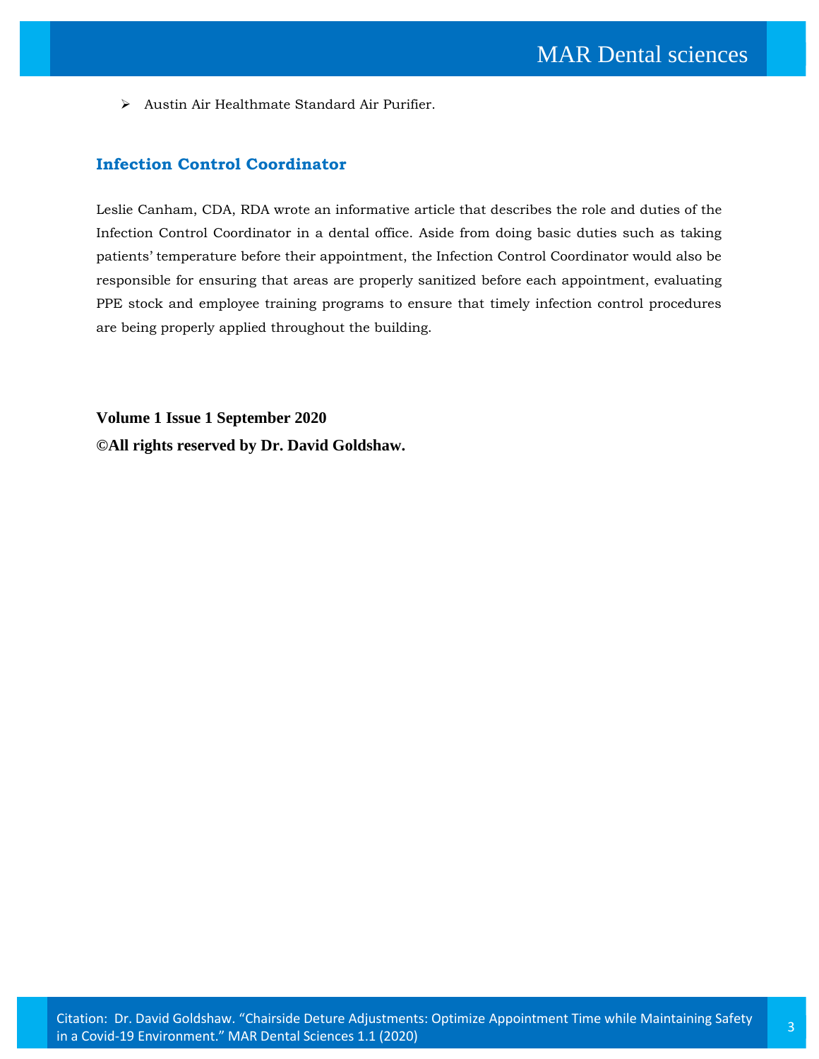- Austin Air Healthmate Standard Air Purifier.

## Infection Control Coordinator

Leslie Canham, CDA, RDA wrote an informative article that describes the role and duties of the Infection Control Coordinator in a dental office. Aside from doing basic duties such as taking patients' temperature before their appointment, the Infection Control Coordinator would also be responsible for ensuring that areas are properly sanitized before each appointment, evaluating PPE stock and employee training programs to ensure that timely infection control procedures are being properly applied throughout the building.

**Volume 1 Issue 1 September 2020**

**©All rights reserved by Dr. David Goldshaw.**